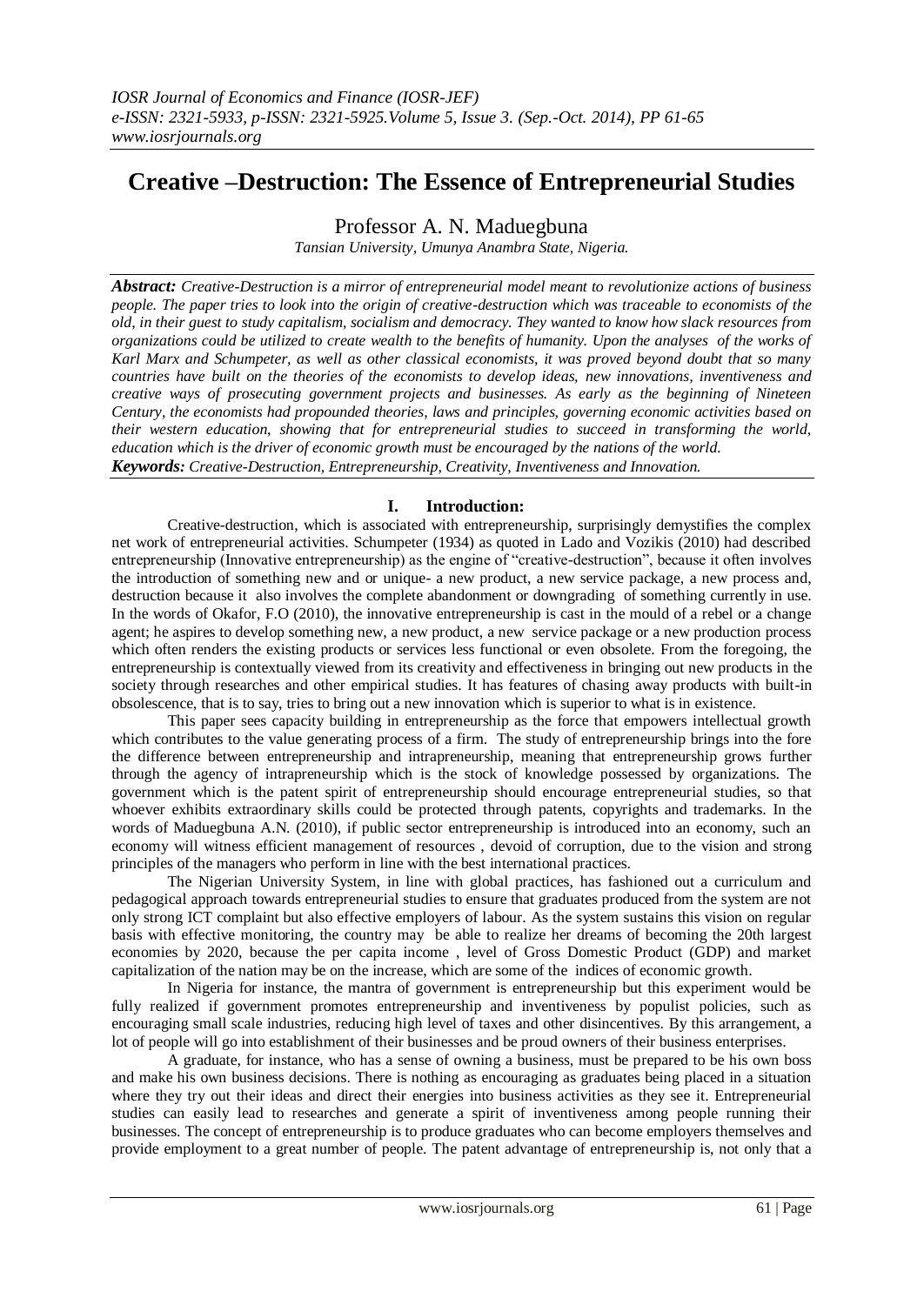# Creative –Destruction: The Essence of Entrepreneurial Studies

Professor A. N. Maduegbuna

*Tansian University, Umunya Anambra State, Nigeria.*

***Abstract:*** *Creative-Destruction is a mirror of entrepreneurial model meant to revolutionize actions of business people. The paper tries to look into the origin of creative-destruction which was traceable to economists of the old, in their guest to study capitalism, socialism and democracy. They wanted to know how slack resources from organizations could be utilized to create wealth to the benefits of humanity. Upon the analyses of the works of Karl Marx and Schumpeter, as well as other classical economists, it was proved beyond doubt that so many countries have built on the theories of the economists to develop ideas, new innovations, inventiveness and creative ways of prosecuting government projects and businesses. As early as the beginning of Nineteen Century, the economists had propounded theories, laws and principles, governing economic activities based on their western education, showing that for entrepreneurial studies to succeed in transforming the world, education which is the driver of economic growth must be encouraged by the nations of the world.*

***Keywords:*** *Creative-Destruction, Entrepreneurship, Creativity, Inventiveness and Innovation.*

## I. Introduction:

Creative-destruction, which is associated with entrepreneurship, surprisingly demystifies the complex net work of entrepreneurial activities. Schumpeter (1934) as quoted in Lado and Vozikis (2010) had described entrepreneurship (Innovative entrepreneurship) as the engine of "creative-destruction", because it often involves the introduction of something new and or unique- a new product, a new service package, a new process and, destruction because it also involves the complete abandonment or downgrading of something currently in use. In the words of Okafor, F.O (2010), the innovative entrepreneurship is cast in the mould of a rebel or a change agent; he aspires to develop something new, a new product, a new service package or a new production process which often renders the existing products or services less functional or even obsolete. From the foregoing, the entrepreneurship is contextually viewed from its creativity and effectiveness in bringing out new products in the society through researches and other empirical studies. It has features of chasing away products with built-in obsolescence, that is to say, tries to bring out a new innovation which is superior to what is in existence.

This paper sees capacity building in entrepreneurship as the force that empowers intellectual growth which contributes to the value generating process of a firm. The study of entrepreneurship brings into the fore the difference between entrepreneurship and intrapreneurship, meaning that entrepreneurship grows further through the agency of intrapreneurship which is the stock of knowledge possessed by organizations. The government which is the patent spirit of entrepreneurship should encourage entrepreneurial studies, so that whoever exhibits extraordinary skills could be protected through patents, copyrights and trademarks. In the words of Maduegbuna A.N. (2010), if public sector entrepreneurship is introduced into an economy, such an economy will witness efficient management of resources , devoid of corruption, due to the vision and strong principles of the managers who perform in line with the best international practices.

The Nigerian University System, in line with global practices, has fashioned out a curriculum and pedagogical approach towards entrepreneurial studies to ensure that graduates produced from the system are not only strong ICT complaint but also effective employers of labour. As the system sustains this vision on regular basis with effective monitoring, the country may be able to realize her dreams of becoming the 20th largest economies by 2020, because the per capita income , level of Gross Domestic Product (GDP) and market capitalization of the nation may be on the increase, which are some of the indices of economic growth.

In Nigeria for instance, the mantra of government is entrepreneurship but this experiment would be fully realized if government promotes entrepreneurship and inventiveness by populist policies, such as encouraging small scale industries, reducing high level of taxes and other disincentives. By this arrangement, a lot of people will go into establishment of their businesses and be proud owners of their business enterprises.

A graduate, for instance, who has a sense of owning a business, must be prepared to be his own boss and make his own business decisions. There is nothing as encouraging as graduates being placed in a situation where they try out their ideas and direct their energies into business activities as they see it. Entrepreneurial studies can easily lead to researches and generate a spirit of inventiveness among people running their businesses. The concept of entrepreneurship is to produce graduates who can become employers themselves and provide employment to a great number of people. The patent advantage of entrepreneurship is, not only that a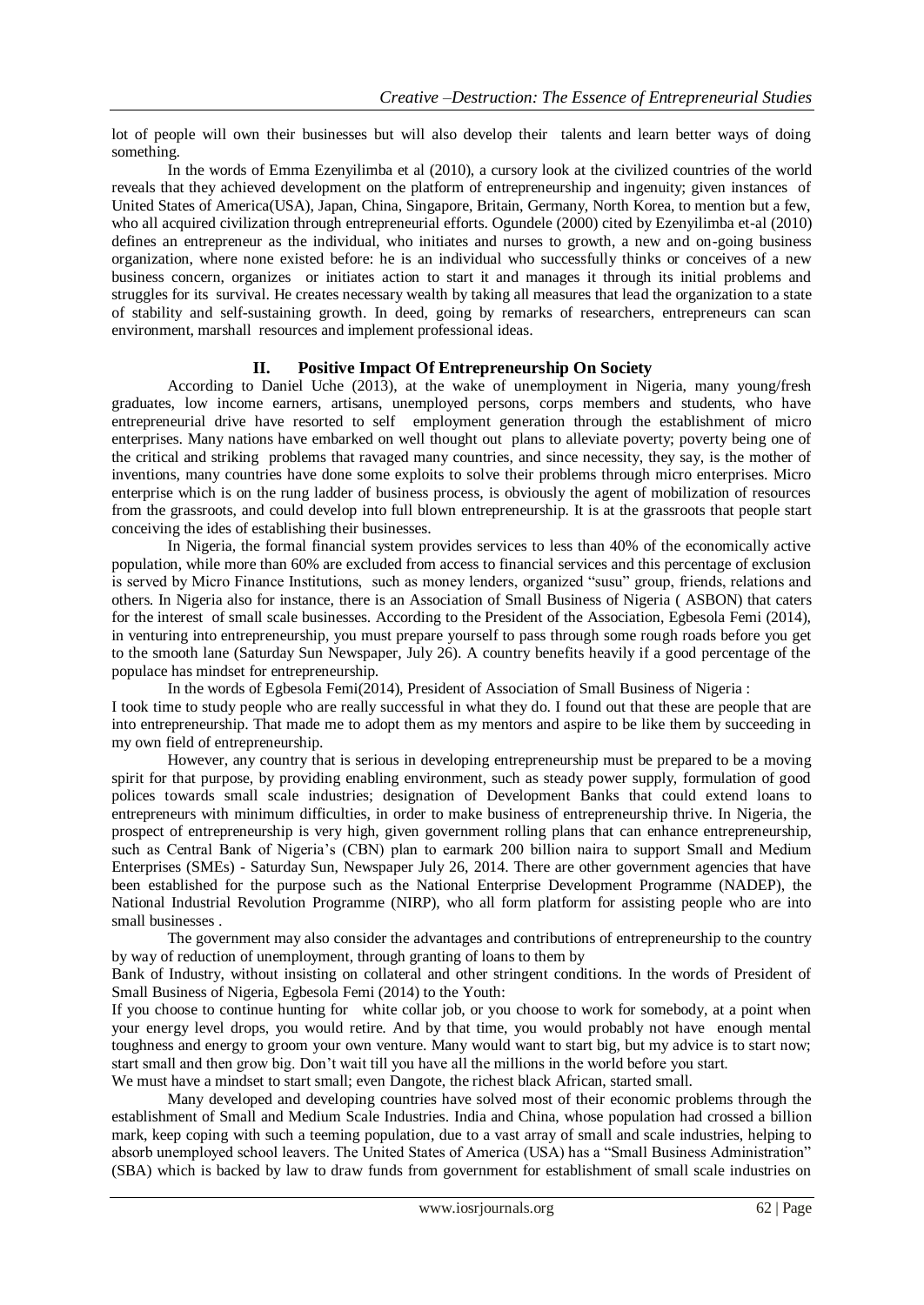lot of people will own their businesses but will also develop their talents and learn better ways of doing something.

In the words of Emma Ezenyilimba et al (2010), a cursory look at the civilized countries of the world reveals that they achieved development on the platform of entrepreneurship and ingenuity; given instances of United States of America(USA), Japan, China, Singapore, Britain, Germany, North Korea, to mention but a few, who all acquired civilization through entrepreneurial efforts. Ogundele (2000) cited by Ezenyilimba et-al (2010) defines an entrepreneur as the individual, who initiates and nurses to growth, a new and on-going business organization, where none existed before: he is an individual who successfully thinks or conceives of a new business concern, organizes or initiates action to start it and manages it through its initial problems and struggles for its survival. He creates necessary wealth by taking all measures that lead the organization to a state of stability and self-sustaining growth. In deed, going by remarks of researchers, entrepreneurs can scan environment, marshall resources and implement professional ideas.

## II. Positive Impact Of Entrepreneurship On Society

According to Daniel Uche (2013), at the wake of unemployment in Nigeria, many young/fresh graduates, low income earners, artisans, unemployed persons, corps members and students, who have entrepreneurial drive have resorted to self employment generation through the establishment of micro enterprises. Many nations have embarked on well thought out plans to alleviate poverty; poverty being one of the critical and striking problems that ravaged many countries, and since necessity, they say, is the mother of inventions, many countries have done some exploits to solve their problems through micro enterprises. Micro enterprise which is on the rung ladder of business process, is obviously the agent of mobilization of resources from the grassroots, and could develop into full blown entrepreneurship. It is at the grassroots that people start conceiving the ides of establishing their businesses.

In Nigeria, the formal financial system provides services to less than 40% of the economically active population, while more than 60% are excluded from access to financial services and this percentage of exclusion is served by Micro Finance Institutions, such as money lenders, organized "susu" group, friends, relations and others. In Nigeria also for instance, there is an Association of Small Business of Nigeria ( ASBON) that caters for the interest of small scale businesses. According to the President of the Association, Egbesola Femi (2014), in venturing into entrepreneurship, you must prepare yourself to pass through some rough roads before you get to the smooth lane (Saturday Sun Newspaper, July 26). A country benefits heavily if a good percentage of the populace has mindset for entrepreneurship.

In the words of Egbesola Femi(2014), President of Association of Small Business of Nigeria :

I took time to study people who are really successful in what they do. I found out that these are people that are into entrepreneurship. That made me to adopt them as my mentors and aspire to be like them by succeeding in my own field of entrepreneurship.

However, any country that is serious in developing entrepreneurship must be prepared to be a moving spirit for that purpose, by providing enabling environment, such as steady power supply, formulation of good polices towards small scale industries; designation of Development Banks that could extend loans to entrepreneurs with minimum difficulties, in order to make business of entrepreneurship thrive. In Nigeria, the prospect of entrepreneurship is very high, given government rolling plans that can enhance entrepreneurship, such as Central Bank of Nigeria's (CBN) plan to earmark 200 billion naira to support Small and Medium Enterprises (SMEs) - Saturday Sun, Newspaper July 26, 2014. There are other government agencies that have been established for the purpose such as the National Enterprise Development Programme (NADEP), the National Industrial Revolution Programme (NIRP), who all form platform for assisting people who are into small businesses .

The government may also consider the advantages and contributions of entrepreneurship to the country by way of reduction of unemployment, through granting of loans to them by

Bank of Industry, without insisting on collateral and other stringent conditions. In the words of President of Small Business of Nigeria, Egbesola Femi (2014) to the Youth:

If you choose to continue hunting for white collar job, or you choose to work for somebody, at a point when your energy level drops, you would retire. And by that time, you would probably not have enough mental toughness and energy to groom your own venture. Many would want to start big, but my advice is to start now; start small and then grow big. Don't wait till you have all the millions in the world before you start.

We must have a mindset to start small; even Dangote, the richest black African, started small.

Many developed and developing countries have solved most of their economic problems through the establishment of Small and Medium Scale Industries. India and China, whose population had crossed a billion mark, keep coping with such a teeming population, due to a vast array of small and scale industries, helping to absorb unemployed school leavers. The United States of America (USA) has a "Small Business Administration" (SBA) which is backed by law to draw funds from government for establishment of small scale industries on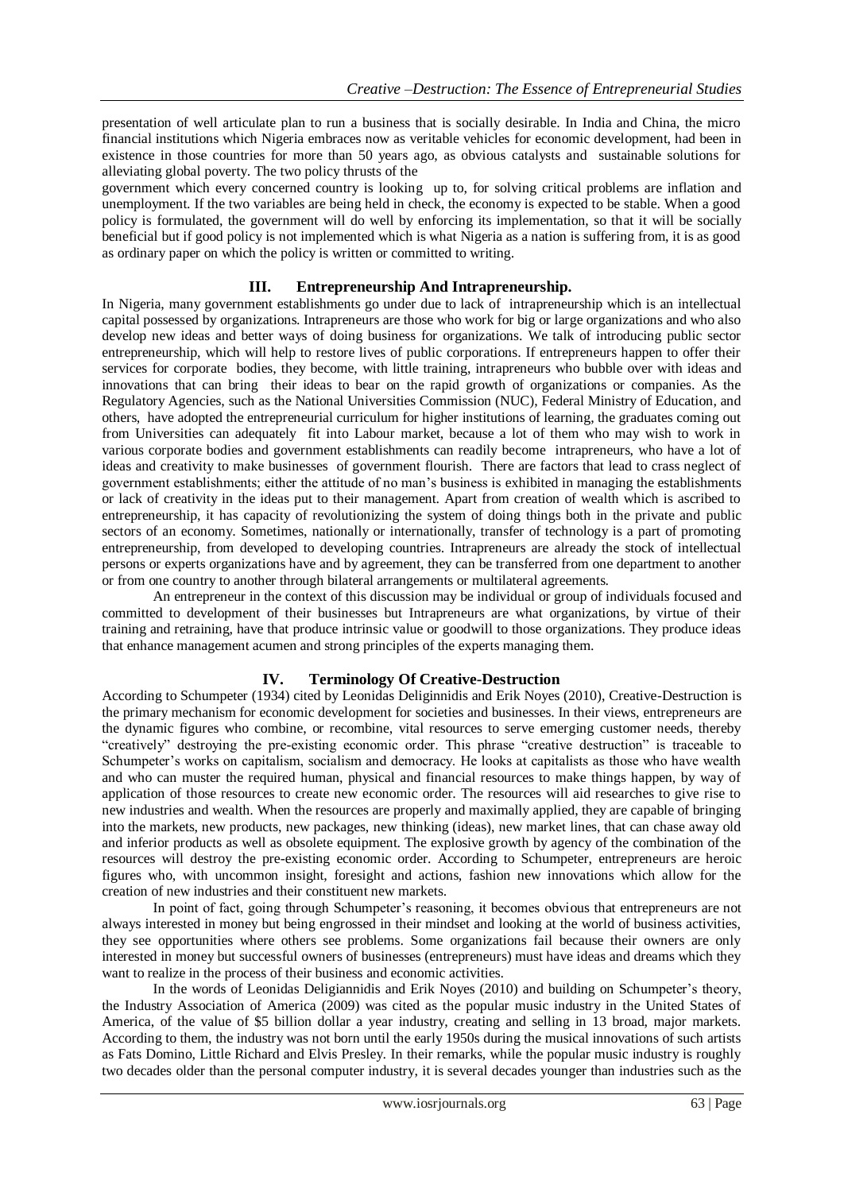presentation of well articulate plan to run a business that is socially desirable. In India and China, the micro financial institutions which Nigeria embraces now as veritable vehicles for economic development, had been in existence in those countries for more than 50 years ago, as obvious catalysts and sustainable solutions for alleviating global poverty. The two policy thrusts of the government which every concerned country is looking up to, for solving critical problems are inflation and unemployment. If the two variables are being held in check, the economy is expected to be stable. When a good policy is formulated, the government will do well by enforcing its implementation, so that it will be socially beneficial but if good policy is not implemented which is what Nigeria as a nation is suffering from, it is as good as ordinary paper on which the policy is written or committed to writing.

## III. Entrepreneurship And Intrapreneurship.

In Nigeria, many government establishments go under due to lack of intrapreneurship which is an intellectual capital possessed by organizations. Intrapreneurs are those who work for big or large organizations and who also develop new ideas and better ways of doing business for organizations. We talk of introducing public sector entrepreneurship, which will help to restore lives of public corporations. If entrepreneurs happen to offer their services for corporate bodies, they become, with little training, intrapreneurs who bubble over with ideas and innovations that can bring their ideas to bear on the rapid growth of organizations or companies. As the Regulatory Agencies, such as the National Universities Commission (NUC), Federal Ministry of Education, and others, have adopted the entrepreneurial curriculum for higher institutions of learning, the graduates coming out from Universities can adequately fit into Labour market, because a lot of them who may wish to work in various corporate bodies and government establishments can readily become intrapreneurs, who have a lot of ideas and creativity to make businesses of government flourish. There are factors that lead to crass neglect of government establishments; either the attitude of no man's business is exhibited in managing the establishments or lack of creativity in the ideas put to their management. Apart from creation of wealth which is ascribed to entrepreneurship, it has capacity of revolutionizing the system of doing things both in the private and public sectors of an economy. Sometimes, nationally or internationally, transfer of technology is a part of promoting entrepreneurship, from developed to developing countries. Intrapreneurs are already the stock of intellectual persons or experts organizations have and by agreement, they can be transferred from one department to another or from one country to another through bilateral arrangements or multilateral agreements.

An entrepreneur in the context of this discussion may be individual or group of individuals focused and committed to development of their businesses but Intrapreneurs are what organizations, by virtue of their training and retraining, have that produce intrinsic value or goodwill to those organizations. They produce ideas that enhance management acumen and strong principles of the experts managing them.

## IV. Terminology Of Creative-Destruction

According to Schumpeter (1934) cited by Leonidas Deliginnidis and Erik Noyes (2010), Creative-Destruction is the primary mechanism for economic development for societies and businesses. In their views, entrepreneurs are the dynamic figures who combine, or recombine, vital resources to serve emerging customer needs, thereby "creatively" destroying the pre-existing economic order. This phrase "creative destruction" is traceable to Schumpeter's works on capitalism, socialism and democracy. He looks at capitalists as those who have wealth and who can muster the required human, physical and financial resources to make things happen, by way of application of those resources to create new economic order. The resources will aid researches to give rise to new industries and wealth. When the resources are properly and maximally applied, they are capable of bringing into the markets, new products, new packages, new thinking (ideas), new market lines, that can chase away old and inferior products as well as obsolete equipment. The explosive growth by agency of the combination of the resources will destroy the pre-existing economic order. According to Schumpeter, entrepreneurs are heroic figures who, with uncommon insight, foresight and actions, fashion new innovations which allow for the creation of new industries and their constituent new markets.

In point of fact, going through Schumpeter's reasoning, it becomes obvious that entrepreneurs are not always interested in money but being engrossed in their mindset and looking at the world of business activities, they see opportunities where others see problems. Some organizations fail because their owners are only interested in money but successful owners of businesses (entrepreneurs) must have ideas and dreams which they want to realize in the process of their business and economic activities.

In the words of Leonidas Deligiannidis and Erik Noyes (2010) and building on Schumpeter's theory, the Industry Association of America (2009) was cited as the popular music industry in the United States of America, of the value of $5 billion dollar a year industry, creating and selling in 13 broad, major markets. According to them, the industry was not born until the early 1950s during the musical innovations of such artists as Fats Domino, Little Richard and Elvis Presley. In their remarks, while the popular music industry is roughly two decades older than the personal computer industry, it is several decades younger than industries such as the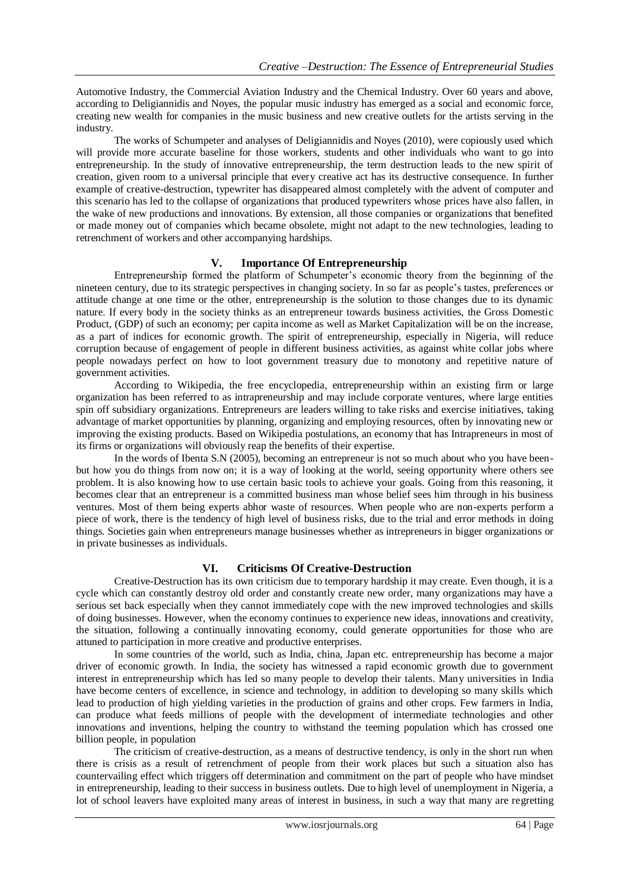Automotive Industry, the Commercial Aviation Industry and the Chemical Industry. Over 60 years and above, according to Deligiannidis and Noyes, the popular music industry has emerged as a social and economic force, creating new wealth for companies in the music business and new creative outlets for the artists serving in the industry.

The works of Schumpeter and analyses of Deligiannidis and Noyes (2010), were copiously used which will provide more accurate baseline for those workers, students and other individuals who want to go into entrepreneurship. In the study of innovative entrepreneurship, the term destruction leads to the new spirit of creation, given room to a universal principle that every creative act has its destructive consequence. In further example of creative-destruction, typewriter has disappeared almost completely with the advent of computer and this scenario has led to the collapse of organizations that produced typewriters whose prices have also fallen, in the wake of new productions and innovations. By extension, all those companies or organizations that benefited or made money out of companies which became obsolete, might not adapt to the new technologies, leading to retrenchment of workers and other accompanying hardships.

## V. Importance Of Entrepreneurship

Entrepreneurship formed the platform of Schumpeter's economic theory from the beginning of the nineteen century, due to its strategic perspectives in changing society. In so far as people's tastes, preferences or attitude change at one time or the other, entrepreneurship is the solution to those changes due to its dynamic nature. If every body in the society thinks as an entrepreneur towards business activities, the Gross Domestic Product, (GDP) of such an economy; per capita income as well as Market Capitalization will be on the increase, as a part of indices for economic growth. The spirit of entrepreneurship, especially in Nigeria, will reduce corruption because of engagement of people in different business activities, as against white collar jobs where people nowadays perfect on how to loot government treasury due to monotony and repetitive nature of government activities.

According to Wikipedia, the free encyclopedia, entrepreneurship within an existing firm or large organization has been referred to as intrapreneurship and may include corporate ventures, where large entities spin off subsidiary organizations. Entrepreneurs are leaders willing to take risks and exercise initiatives, taking advantage of market opportunities by planning, organizing and employing resources, often by innovating new or improving the existing products. Based on Wikipedia postulations, an economy that has Intrapreneurs in most of its firms or organizations will obviously reap the benefits of their expertise.

In the words of Ibenta S.N (2005), becoming an entrepreneur is not so much about who you have been- but how you do things from now on; it is a way of looking at the world, seeing opportunity where others see problem. It is also knowing how to use certain basic tools to achieve your goals. Going from this reasoning, it becomes clear that an entrepreneur is a committed business man whose belief sees him through in his business ventures. Most of them being experts abhor waste of resources. When people who are non-experts perform a piece of work, there is the tendency of high level of business risks, due to the trial and error methods in doing things. Societies gain when entrepreneurs manage businesses whether as intrepreneurs in bigger organizations or in private businesses as individuals.

## VI. Criticisms Of Creative-Destruction

Creative-Destruction has its own criticism due to temporary hardship it may create. Even though, it is a cycle which can constantly destroy old order and constantly create new order, many organizations may have a serious set back especially when they cannot immediately cope with the new improved technologies and skills of doing businesses. However, when the economy continues to experience new ideas, innovations and creativity, the situation, following a continually innovating economy, could generate opportunities for those who are attuned to participation in more creative and productive enterprises.

In some countries of the world, such as India, china, Japan etc. entrepreneurship has become a major driver of economic growth. In India, the society has witnessed a rapid economic growth due to government interest in entrepreneurship which has led so many people to develop their talents. Many universities in India have become centers of excellence, in science and technology, in addition to developing so many skills which lead to production of high yielding varieties in the production of grains and other crops. Few farmers in India, can produce what feeds millions of people with the development of intermediate technologies and other innovations and inventions, helping the country to withstand the teeming population which has crossed one billion people, in population

The criticism of creative-destruction, as a means of destructive tendency, is only in the short run when there is crisis as a result of retrenchment of people from their work places but such a situation also has countervailing effect which triggers off determination and commitment on the part of people who have mindset in entrepreneurship, leading to their success in business outlets. Due to high level of unemployment in Nigeria, a lot of school leavers have exploited many areas of interest in business, in such a way that many are regretting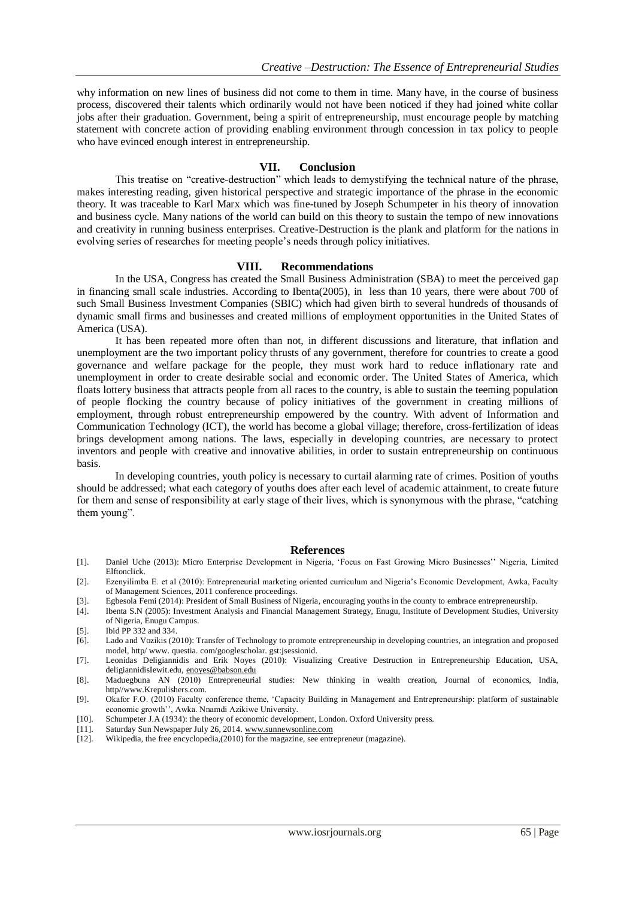why information on new lines of business did not come to them in time. Many have, in the course of business process, discovered their talents which ordinarily would not have been noticed if they had joined white collar jobs after their graduation. Government, being a spirit of entrepreneurship, must encourage people by matching statement with concrete action of providing enabling environment through concession in tax policy to people who have evinced enough interest in entrepreneurship.

## VII. Conclusion

This treatise on "creative-destruction" which leads to demystifying the technical nature of the phrase, makes interesting reading, given historical perspective and strategic importance of the phrase in the economic theory. It was traceable to Karl Marx which was fine-tuned by Joseph Schumpeter in his theory of innovation and business cycle. Many nations of the world can build on this theory to sustain the tempo of new innovations and creativity in running business enterprises. Creative-Destruction is the plank and platform for the nations in evolving series of researches for meeting people's needs through policy initiatives.

## VIII. Recommendations

In the USA, Congress has created the Small Business Administration (SBA) to meet the perceived gap in financing small scale industries. According to Ibenta(2005), in less than 10 years, there were about 700 of such Small Business Investment Companies (SBIC) which had given birth to several hundreds of thousands of dynamic small firms and businesses and created millions of employment opportunities in the United States of America (USA).

It has been repeated more often than not, in different discussions and literature, that inflation and unemployment are the two important policy thrusts of any government, therefore for countries to create a good governance and welfare package for the people, they must work hard to reduce inflationary rate and unemployment in order to create desirable social and economic order. The United States of America, which floats lottery business that attracts people from all races to the country, is able to sustain the teeming population of people flocking the country because of policy initiatives of the government in creating millions of employment, through robust entrepreneurship empowered by the country. With advent of Information and Communication Technology (ICT), the world has become a global village; therefore, cross-fertilization of ideas brings development among nations. The laws, especially in developing countries, are necessary to protect inventors and people with creative and innovative abilities, in order to sustain entrepreneurship on continuous basis.

In developing countries, youth policy is necessary to curtail alarming rate of crimes. Position of youths should be addressed; what each category of youths does after each level of academic attainment, to create future for them and sense of responsibility at early stage of their lives, which is synonymous with the phrase, "catching them young".

## References

[1]. Daniel Uche (2013): Micro Enterprise Development in Nigeria, 'Focus on Fast Growing Micro Businesses'' Nigeria, Limited Elftonclick.

[2]. Ezenyilimba E. et al (2010): Entrepreneurial marketing oriented curriculum and Nigeria's Economic Development, Awka, Faculty of Management Sciences, 2011 conference proceedings.

[3]. Egbesola Femi (2014): President of Small Business of Nigeria, encouraging youths in the county to embrace entrepreneurship.

[4]. Ibenta S.N (2005): Investment Analysis and Financial Management Strategy, Enugu, Institute of Development Studies, University of Nigeria, Enugu Campus.

[5]. Ibid PP 332 and 334.

[6]. Lado and Vozikis (2010): Transfer of Technology to promote entrepreneurship in developing countries, an integration and proposed model, http/ www. questia. com/googlescholar. gst:jsessionid.

[7]. Leonidas Deligiannidis and Erik Noyes (2010): Visualizing Creative Destruction in Entrepreneurship Education, USA, deligiannidisIewit.edu, enoyes@babson.edu

[8]. Maduegbuna AN (2010) Entrepreneurial studies: New thinking in wealth creation, Journal of economics, India, http//www.Krepulishers.com.

[9]. Okafor F.O. (2010) Faculty conference theme, 'Capacity Building in Management and Entrepreneurship: platform of sustainable economic growth'', Awka. Nnamdi Azikiwe University.

[10]. Schumpeter J.A (1934): the theory of economic development, London. Oxford University press.

[11]. Saturday Sun Newspaper July 26, 2014. www.sunnewsonline.com

[12]. Wikipedia, the free encyclopedia,(2010) for the magazine, see entrepreneur (magazine).